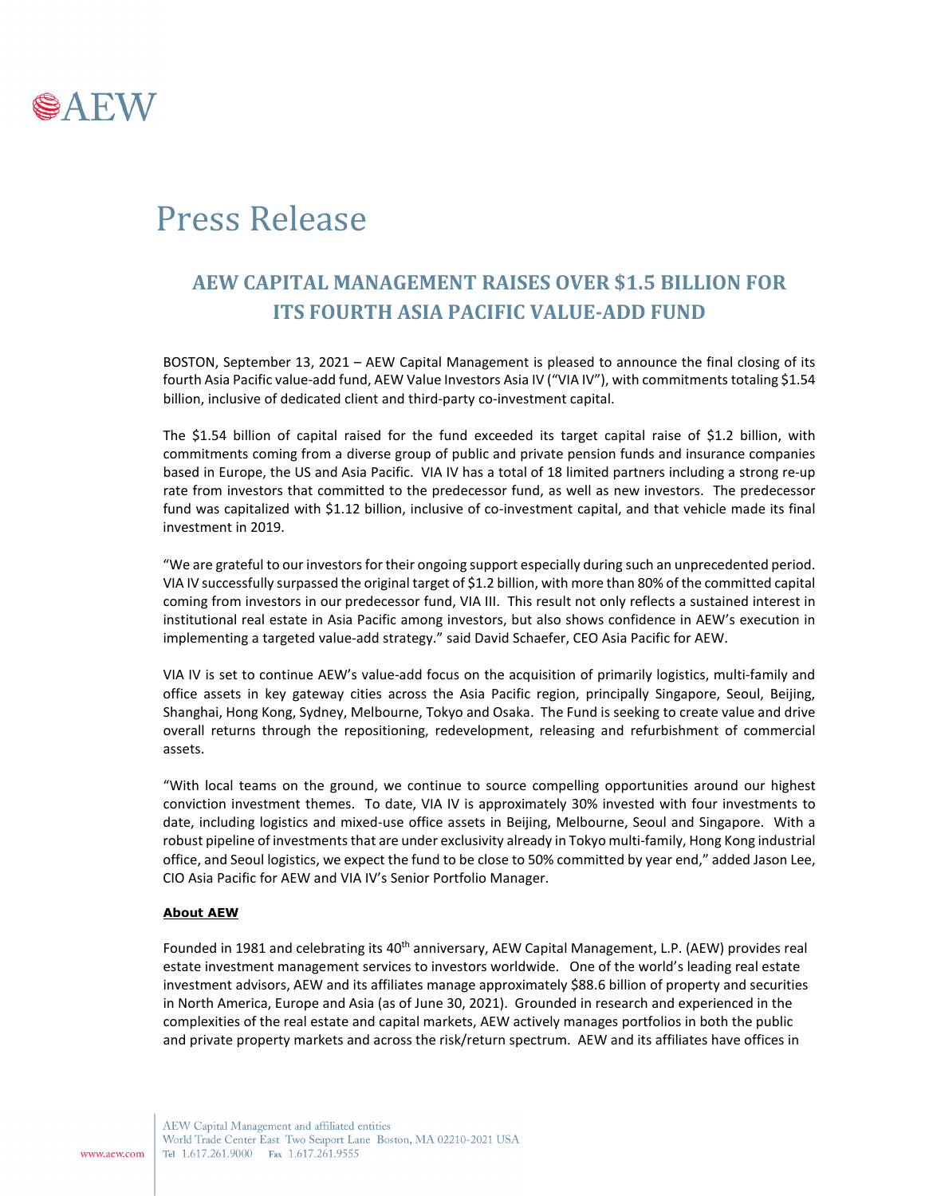AEW

# Press Release

## AEW CAPITAL MANAGEMENT RAISES OVER $1.5 BILLION FOR ITS FOURTH ASIA PACIFIC VALUE-ADD FUND

BOSTON, September 13, 2021 – AEW Capital Management is pleased to announce the final closing of its fourth Asia Pacific value-add fund, AEW Value Investors Asia IV ("VIA IV"), with commitments totaling $1.54 billion, inclusive of dedicated client and third-party co-investment capital.

The $1.54 billion of capital raised for the fund exceeded its target capital raise of $1.2 billion, with commitments coming from a diverse group of public and private pension funds and insurance companies based in Europe, the US and Asia Pacific. VIA IV has a total of 18 limited partners including a strong re-up rate from investors that committed to the predecessor fund, as well as new investors. The predecessor fund was capitalized with $1.12 billion, inclusive of co-investment capital, and that vehicle made its final investment in 2019.

"We are grateful to our investors for their ongoing support especially during such an unprecedented period. VIA IV successfully surpassed the original target of $1.2 billion, with more than 80% of the committed capital coming from investors in our predecessor fund, VIA III. This result not only reflects a sustained interest in institutional real estate in Asia Pacific among investors, but also shows confidence in AEW's execution in implementing a targeted value-add strategy." said David Schaefer, CEO Asia Pacific for AEW.

VIA IV is set to continue AEW's value-add focus on the acquisition of primarily logistics, multi-family and office assets in key gateway cities across the Asia Pacific region, principally Singapore, Seoul, Beijing, Shanghai, Hong Kong, Sydney, Melbourne, Tokyo and Osaka. The Fund is seeking to create value and drive overall returns through the repositioning, redevelopment, releasing and refurbishment of commercial assets.

"With local teams on the ground, we continue to source compelling opportunities around our highest conviction investment themes. To date, VIA IV is approximately 30% invested with four investments to date, including logistics and mixed-use office assets in Beijing, Melbourne, Seoul and Singapore. With a robust pipeline of investments that are under exclusivity already in Tokyo multi-family, Hong Kong industrial office, and Seoul logistics, we expect the fund to be close to 50% committed by year end," added Jason Lee, CIO Asia Pacific for AEW and VIA IV's Senior Portfolio Manager.

**About AEW**

Founded in 1981 and celebrating its 40th anniversary, AEW Capital Management, L.P. (AEW) provides real estate investment management services to investors worldwide. One of the world's leading real estate investment advisors, AEW and its affiliates manage approximately $88.6 billion of property and securities in North America, Europe and Asia (as of June 30, 2021). Grounded in research and experienced in the complexities of the real estate and capital markets, AEW actively manages portfolios in both the public and private property markets and across the risk/return spectrum. AEW and its affiliates have offices in

AEW Capital Management and affiliated entities
World Trade Center East Two Seaport Lane Boston, MA 02210-2021 USA
Tel 1.617.261.9000 Fax 1.617.261.9555
www.aew.com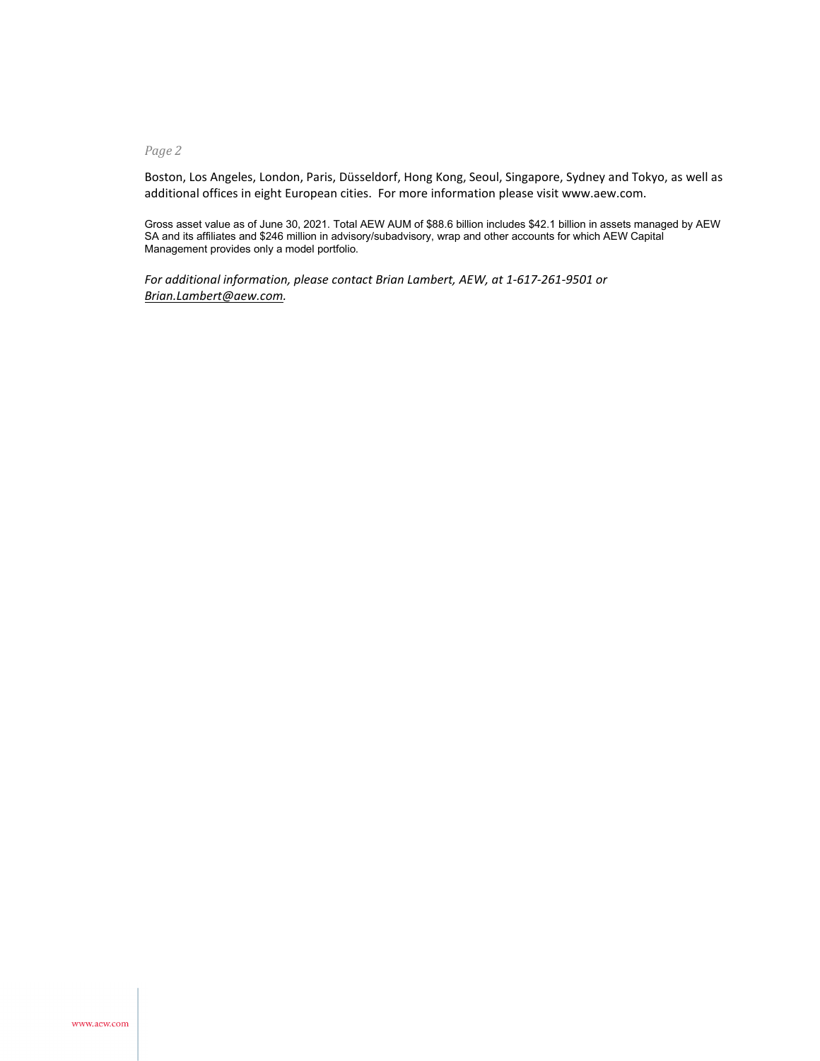Boston, Los Angeles, London, Paris, Düsseldorf, Hong Kong, Seoul, Singapore, Sydney and Tokyo, as well as additional offices in eight European cities. For more information please visit www.aew.com.

Gross asset value as of June 30, 2021. Total AEW AUM of $88.6 billion includes $42.1 billion in assets managed by AEW SA and its affiliates and $246 million in advisory/subadvisory, wrap and other accounts for which AEW Capital Management provides only a model portfolio.

*For additional information, please contact Brian Lambert, AEW, at 1-617-261-9501 or Brian.Lambert@aew.com.*